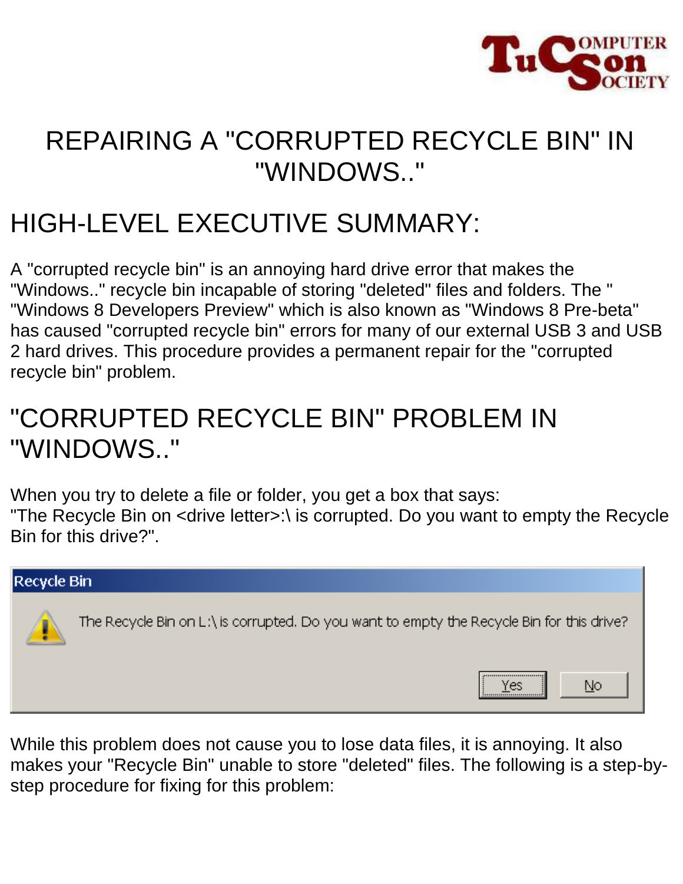# REPAIRING A "CORRUPTED RECYCLE BIN" IN "WINDOWS.."

## HIGH-LEVEL EXECUTIVE SUMMARY:

A "corrupted recycle bin" is an annoying hard drive error that makes the "Windows.." recycle bin incapable of storing "deleted" files and folders. The " "Windows 8 Developers Preview" which is also known as "Windows 8 Pre-beta" has caused "corrupted recycle bin" errors for many of our external USB 3 and USB 2 hard drives. This procedure provides a permanent repair for the "corrupted recycle bin" problem.

## "CORRUPTED RECYCLE BIN" PROBLEM IN "WINDOWS.."

When you try to delete a file or folder, you get a box that says:
"The Recycle Bin on <drive letter>:\ is corrupted. Do you want to empty the Recycle Bin for this drive?".

Recycle Bin

The Recycle Bin on L:\ is corrupted. Do you want to empty the Recycle Bin for this drive?

Yes | No

While this problem does not cause you to lose data files, it is annoying. It also makes your "Recycle Bin" unable to store "deleted" files. The following is a step-by-step procedure for fixing for this problem: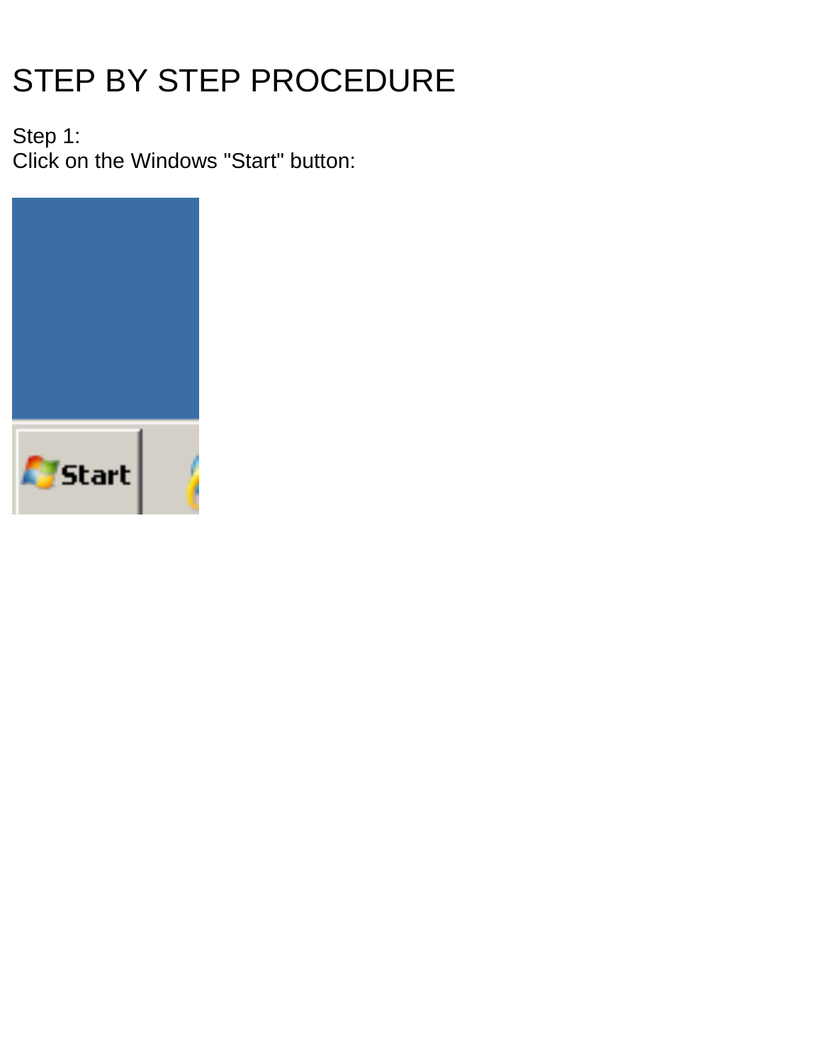# STEP BY STEP PROCEDURE

Step 1:
Click on the Windows "Start" button: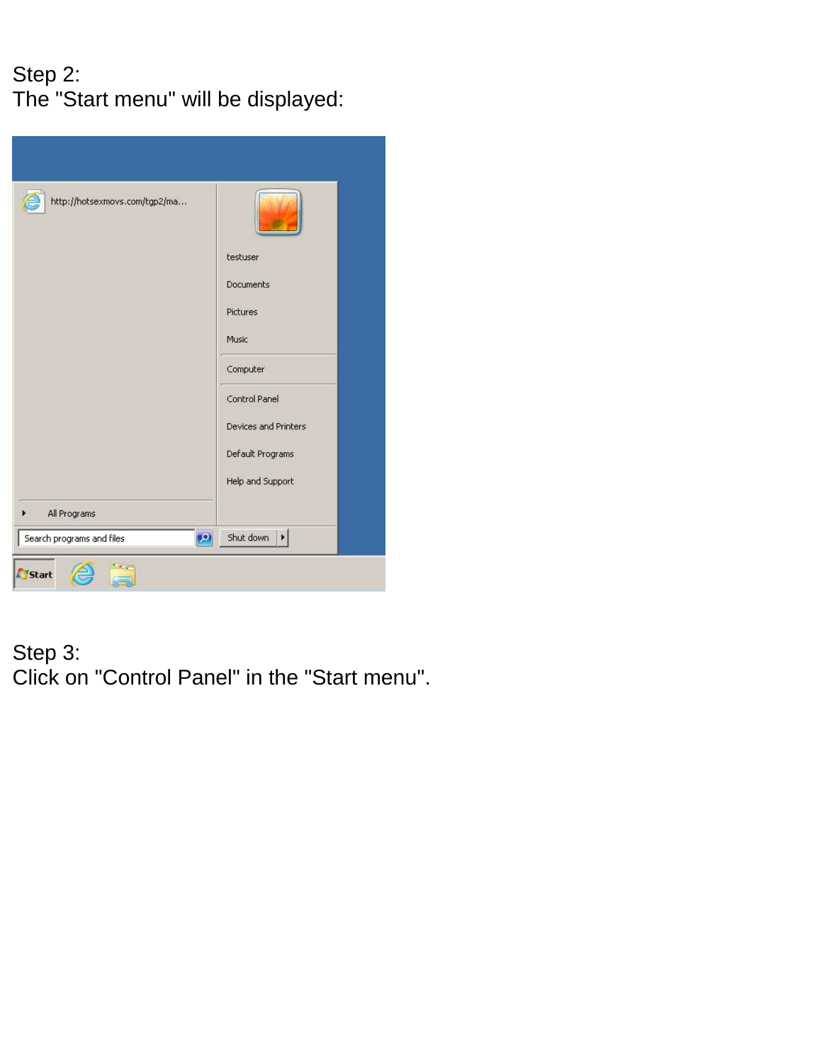Step 2:
The "Start menu" will be displayed:

Step 3:
Click on "Control Panel" in the "Start menu".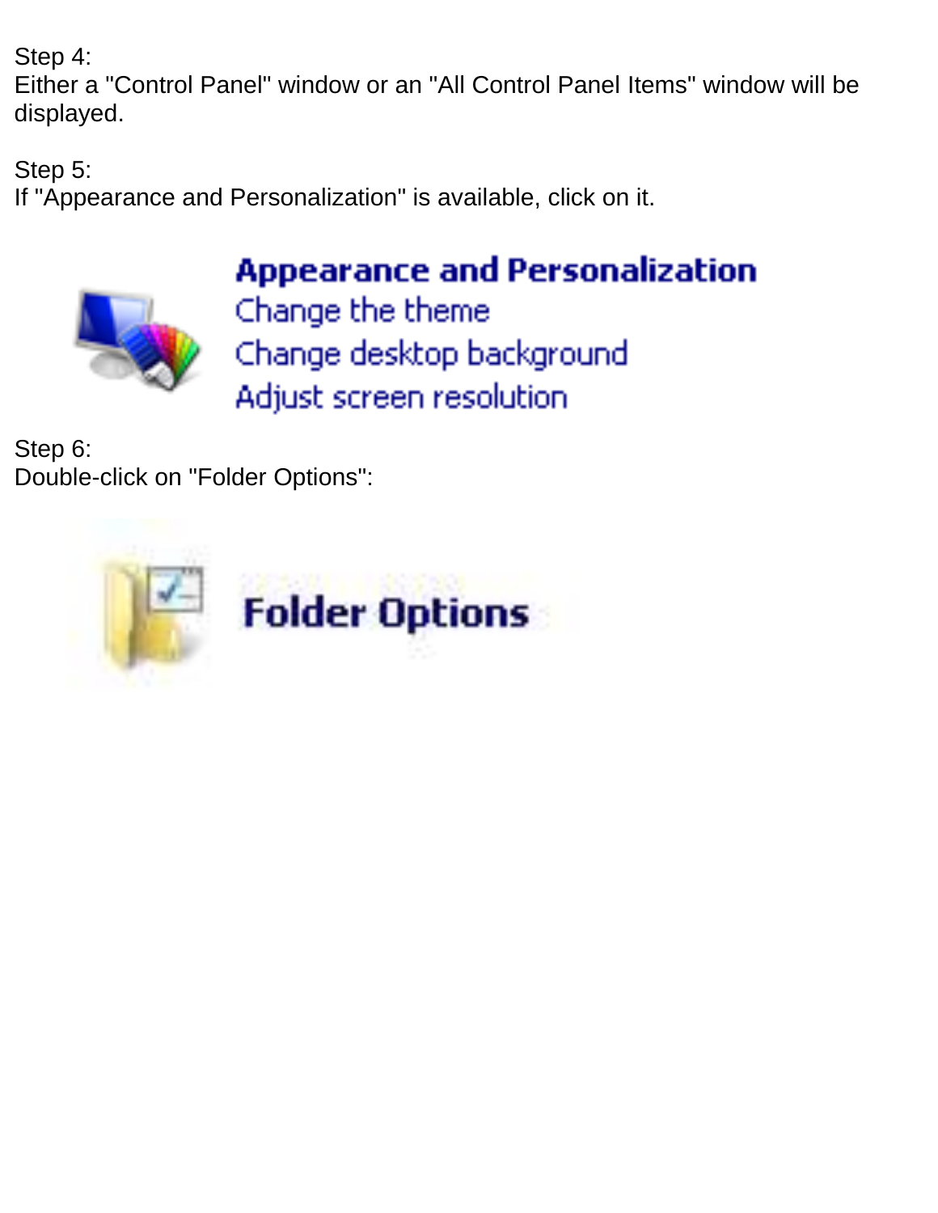Step 4:
Either a "Control Panel" window or an "All Control Panel Items" window will be displayed.

Step 5:
If "Appearance and Personalization" is available, click on it.

Appearance and Personalization
Change the theme
Change desktop background
Adjust screen resolution

Step 6:
Double-click on "Folder Options":

Folder Options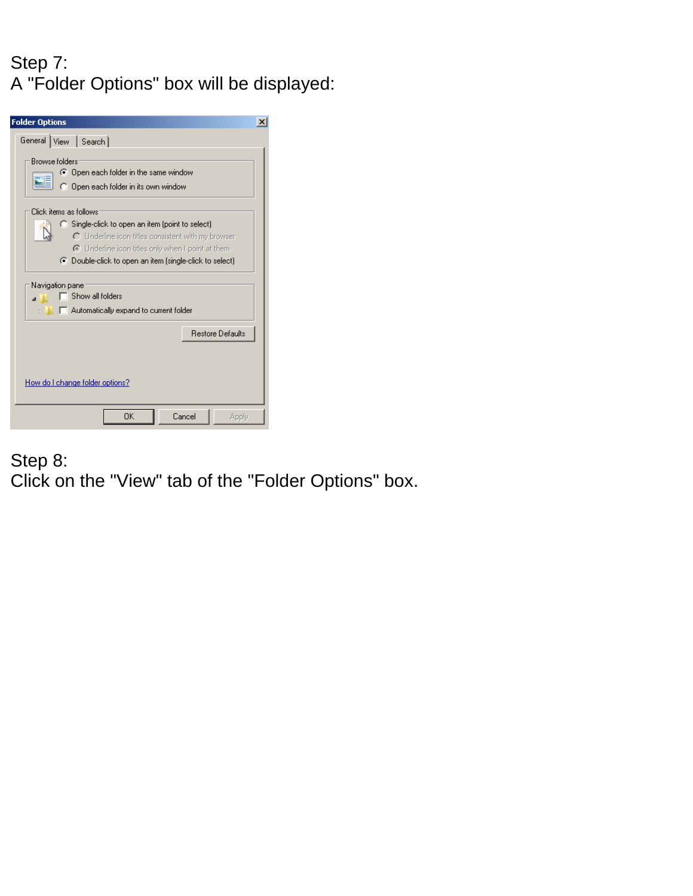Step 7:
A "Folder Options" box will be displayed:

Step 8:
Click on the "View" tab of the "Folder Options" box.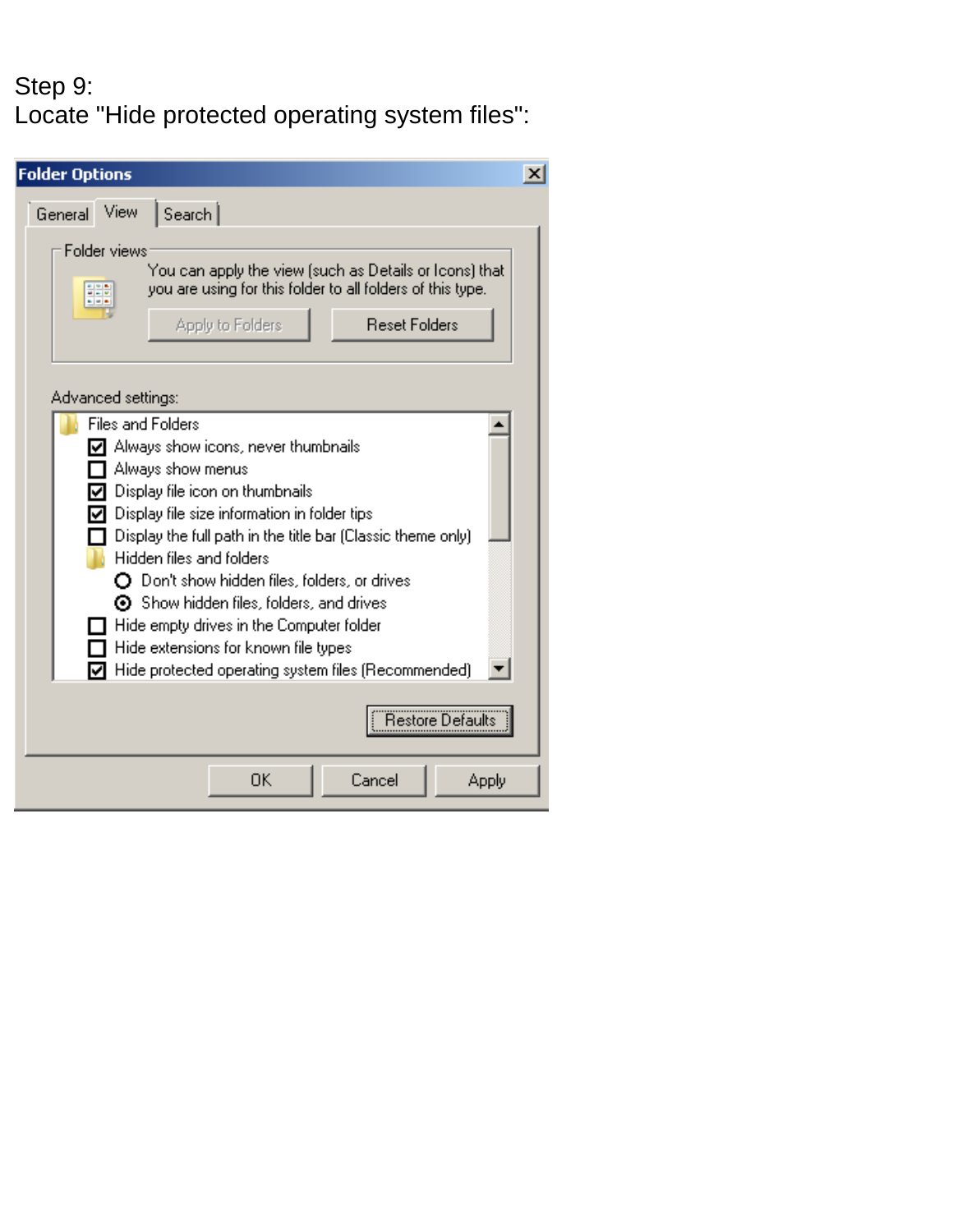Step 9:
Locate "Hide protected operating system files":

**Folder Options**

General | View | Search

Folder views

You can apply the view (such as Details or Icons) that you are using for this folder to all folders of this type.

Apply to Folders | Reset Folders

Advanced settings:

- Files and Folders
  - [x] Always show icons, never thumbnails
  - [ ] Always show menus
  - [x] Display file icon on thumbnails
  - [x] Display file size information in folder tips
  - [ ] Display the full path in the title bar (Classic theme only)
  - Hidden files and folders
    - ( ) Don't show hidden files, folders, or drives
    - (•) Show hidden files, folders, and drives
  - [ ] Hide empty drives in the Computer folder
  - [ ] Hide extensions for known file types
  - [x] Hide protected operating system files (Recommended)

Restore Defaults

OK | Cancel | Apply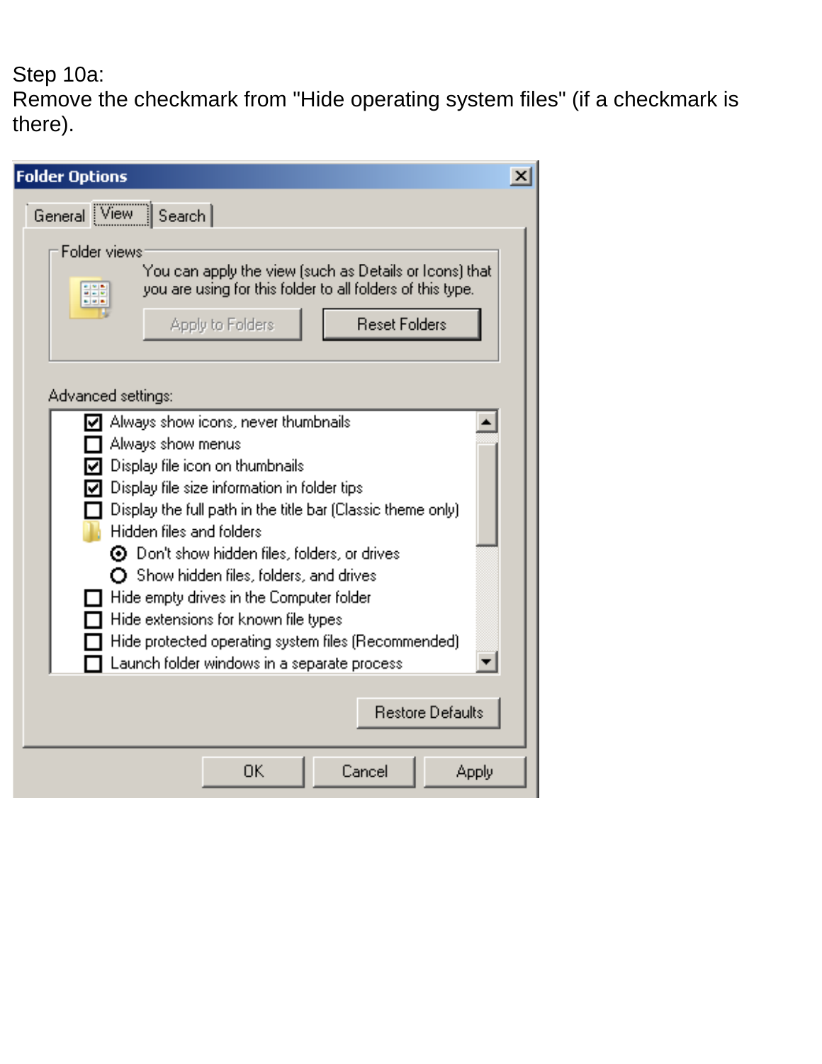Step 10a:
Remove the checkmark from "Hide operating system files" (if a checkmark is there).

Folder Options

General | View | Search

Folder views

You can apply the view (such as Details or Icons) that you are using for this folder to all folders of this type.

Apply to Folders | Reset Folders

Advanced settings:

- [x] Always show icons, never thumbnails
- [ ] Always show menus
- [x] Display file icon on thumbnails
- [x] Display file size information in folder tips
- [ ] Display the full path in the title bar (Classic theme only)
- Hidden files and folders
  - (•) Don't show hidden files, folders, or drives
  - ( ) Show hidden files, folders, and drives
- [ ] Hide empty drives in the Computer folder
- [ ] Hide extensions for known file types
- [ ] Hide protected operating system files (Recommended)
- [ ] Launch folder windows in a separate process

Restore Defaults

OK | Cancel | Apply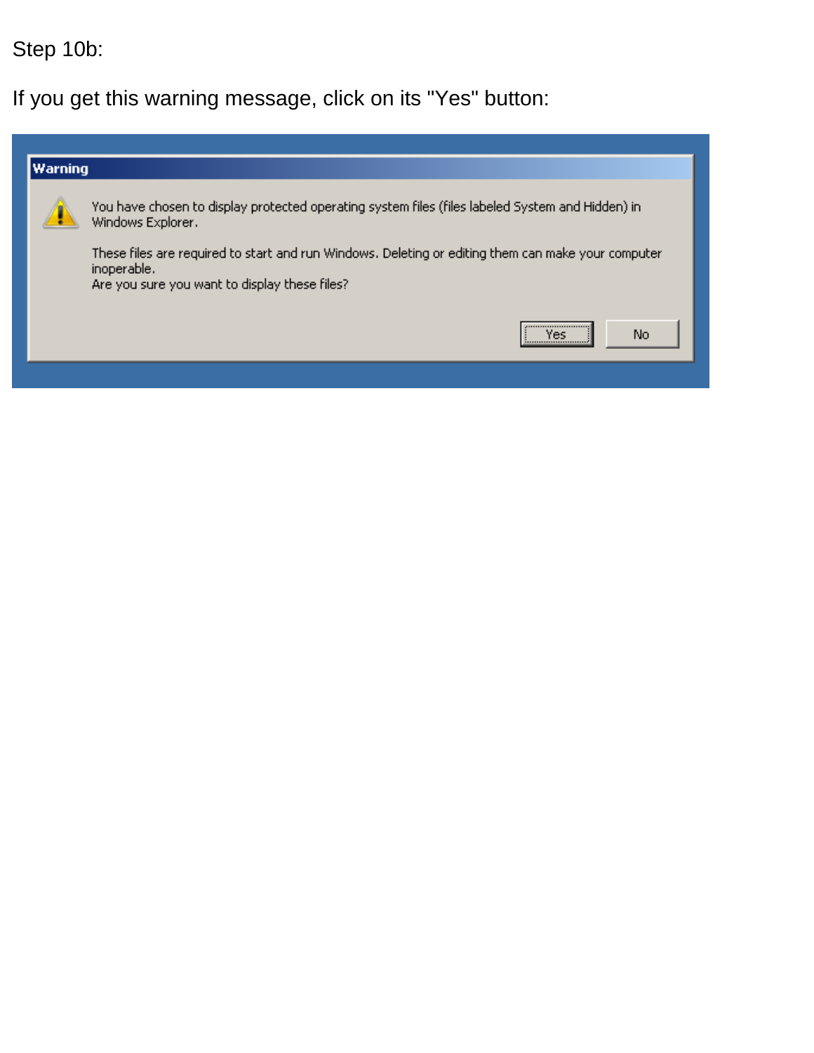Step 10b:

If you get this warning message, click on its "Yes" button:

> **Warning**
>
> You have chosen to display protected operating system files (files labeled System and Hidden) in Windows Explorer.
>
> These files are required to start and run Windows. Deleting or editing them can make your computer inoperable.
> Are you sure you want to display these files?
>
> Yes | No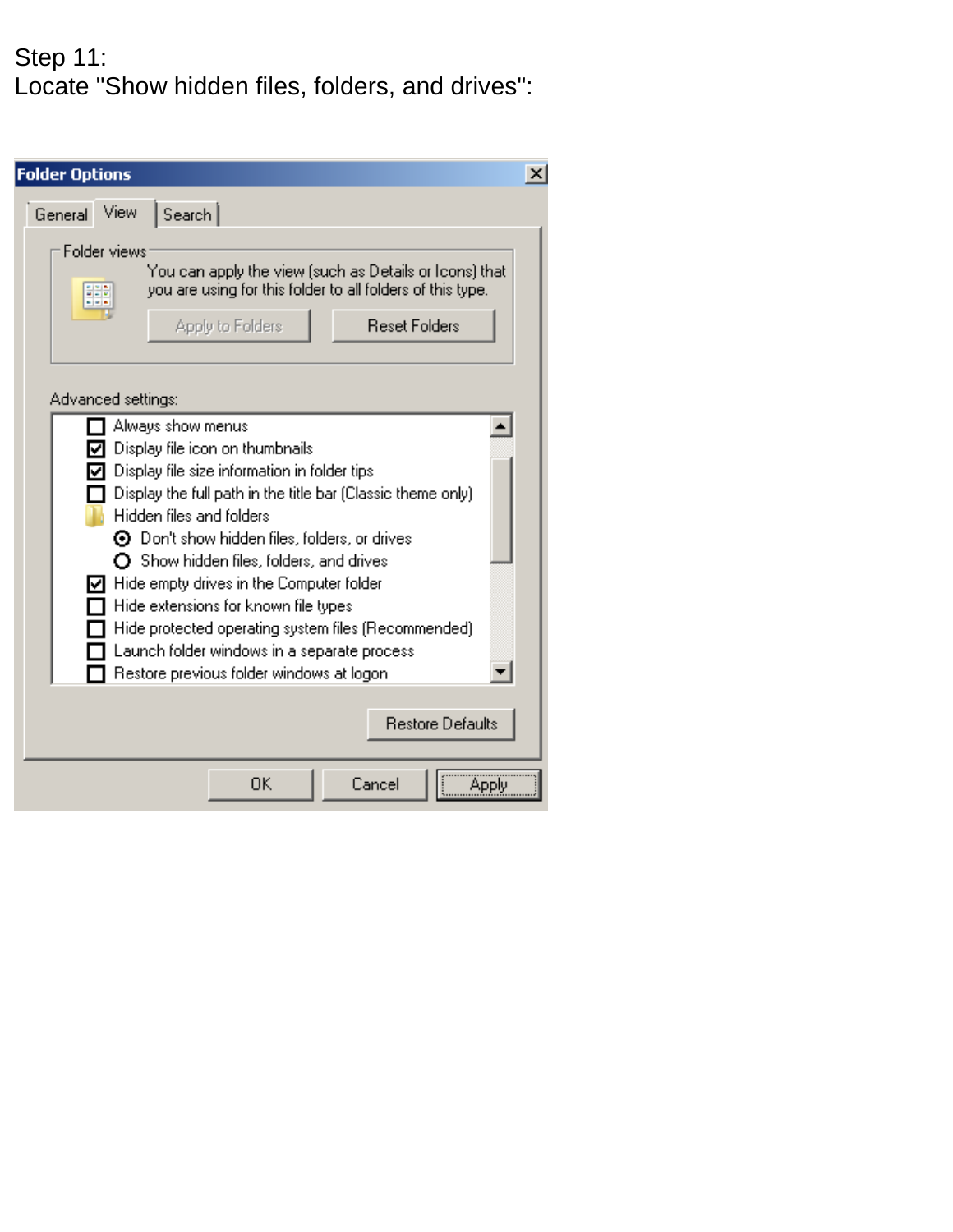Step 11:
Locate "Show hidden files, folders, and drives":

Folder Options

General | View | Search

Folder views

You can apply the view (such as Details or Icons) that you are using for this folder to all folders of this type.

Apply to Folders | Reset Folders

Advanced settings:

- [ ] Always show menus
- [x] Display file icon on thumbnails
- [x] Display file size information in folder tips
- [ ] Display the full path in the title bar (Classic theme only)
- Hidden files and folders
  - (•) Don't show hidden files, folders, or drives
  - ( ) Show hidden files, folders, and drives
- [x] Hide empty drives in the Computer folder
- [ ] Hide extensions for known file types
- [ ] Hide protected operating system files (Recommended)
- [ ] Launch folder windows in a separate process
- [ ] Restore previous folder windows at logon

Restore Defaults

OK | Cancel | Apply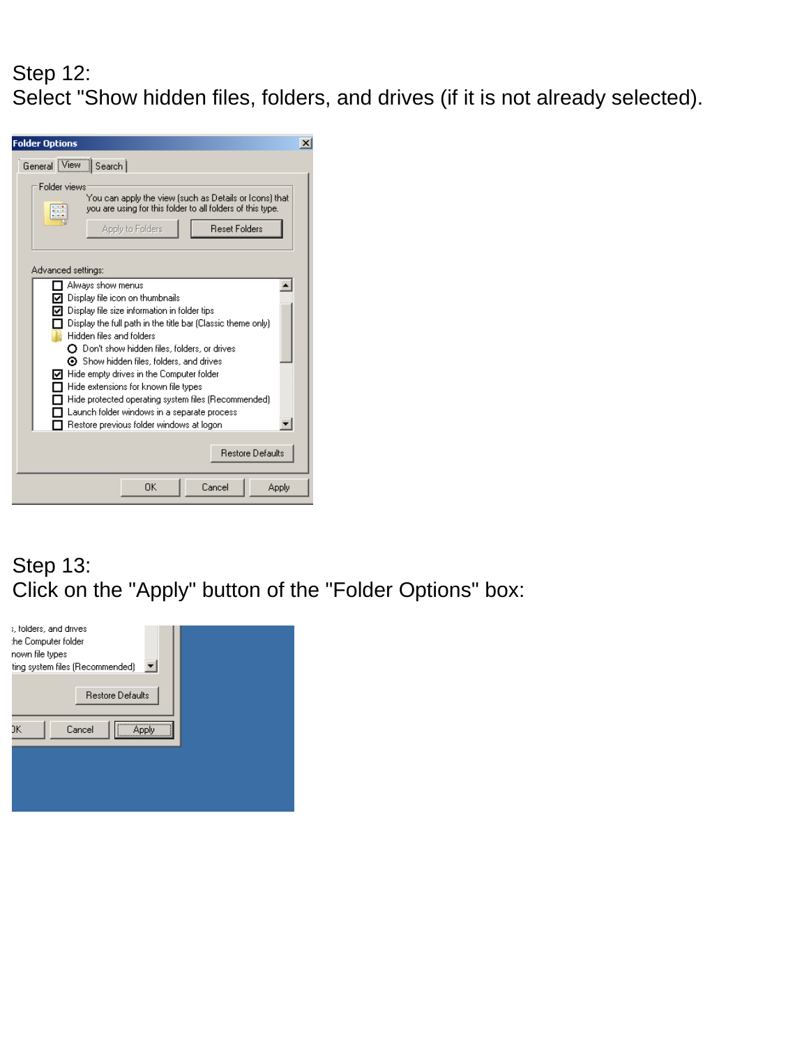Step 12:
Select "Show hidden files, folders, and drives (if it is not already selected).

Step 13:
Click on the "Apply" button of the "Folder Options" box: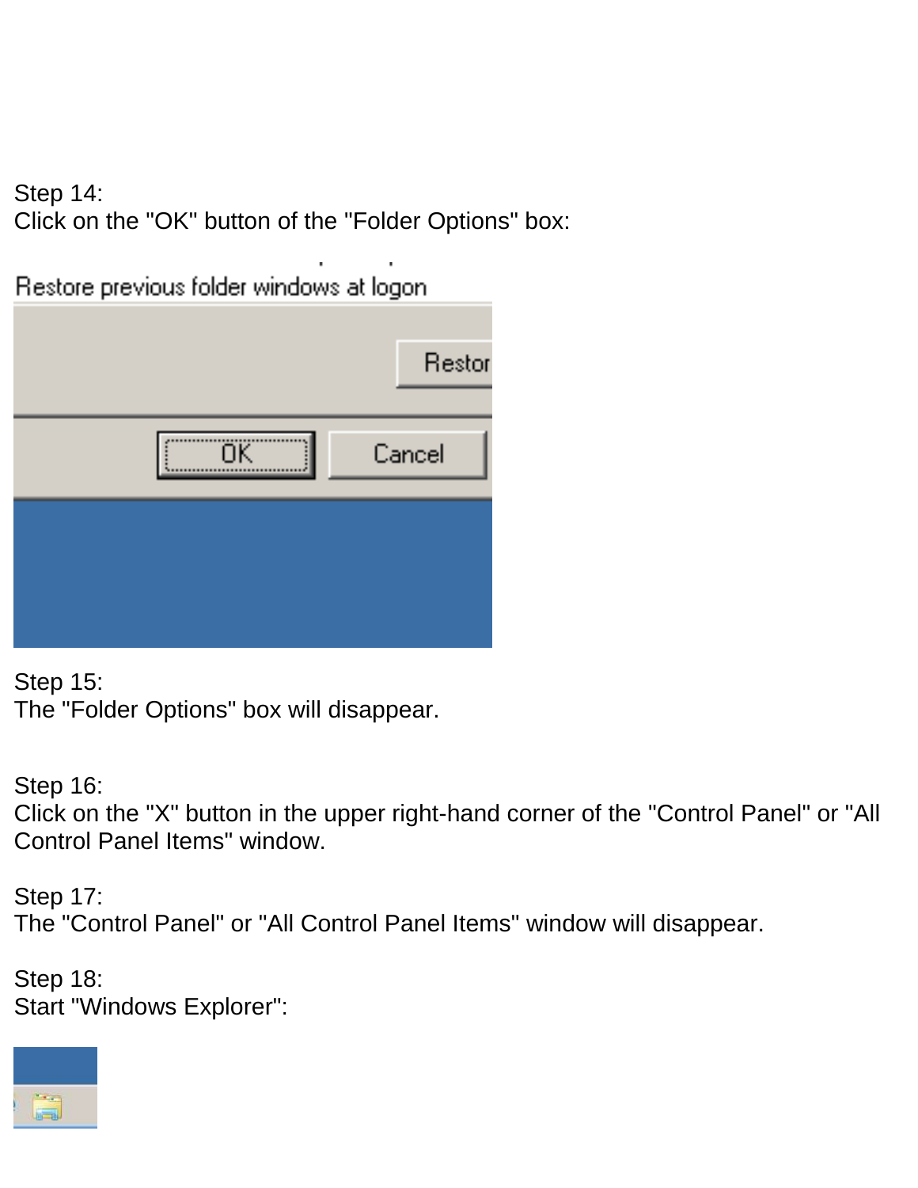Step 14:
Click on the "OK" button of the "Folder Options" box:

Step 15:
The "Folder Options" box will disappear.

Step 16:
Click on the "X" button in the upper right-hand corner of the "Control Panel" or "All Control Panel Items" window.

Step 17:
The "Control Panel" or "All Control Panel Items" window will disappear.

Step 18:
Start "Windows Explorer":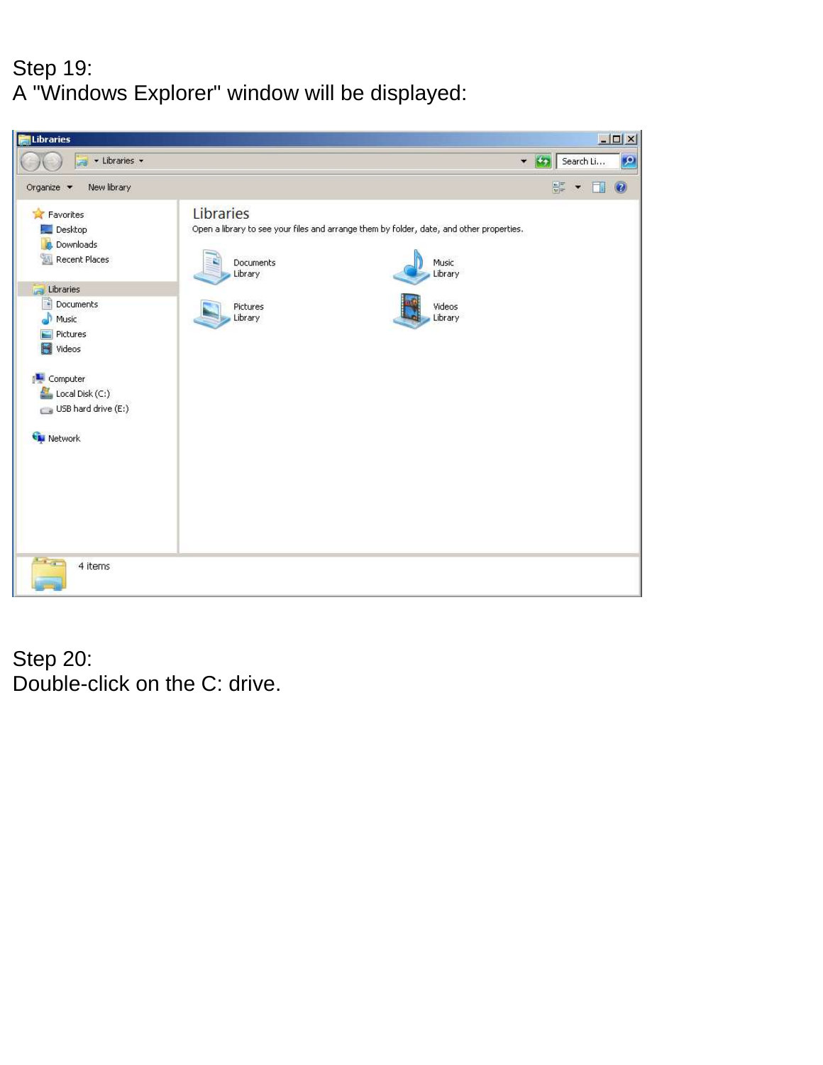Step 19:
A "Windows Explorer" window will be displayed:

Step 20:
Double-click on the C: drive.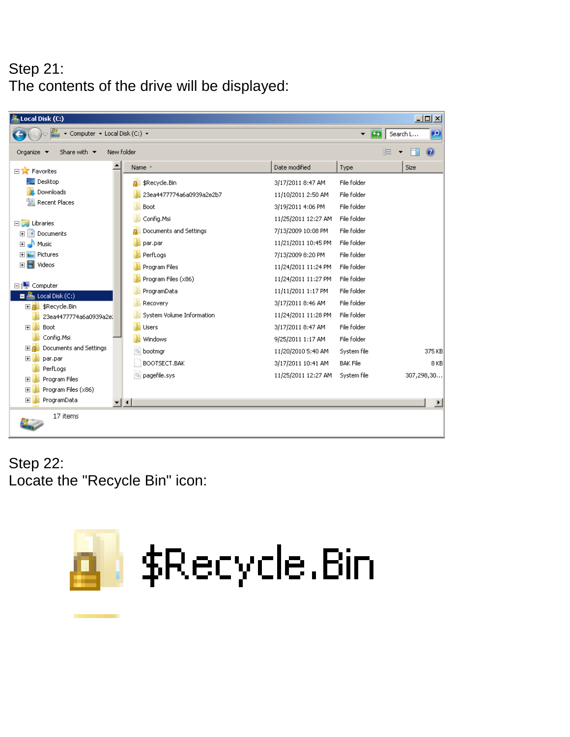Step 21:
The contents of the drive will be displayed:

Step 22:
Locate the "Recycle Bin" icon: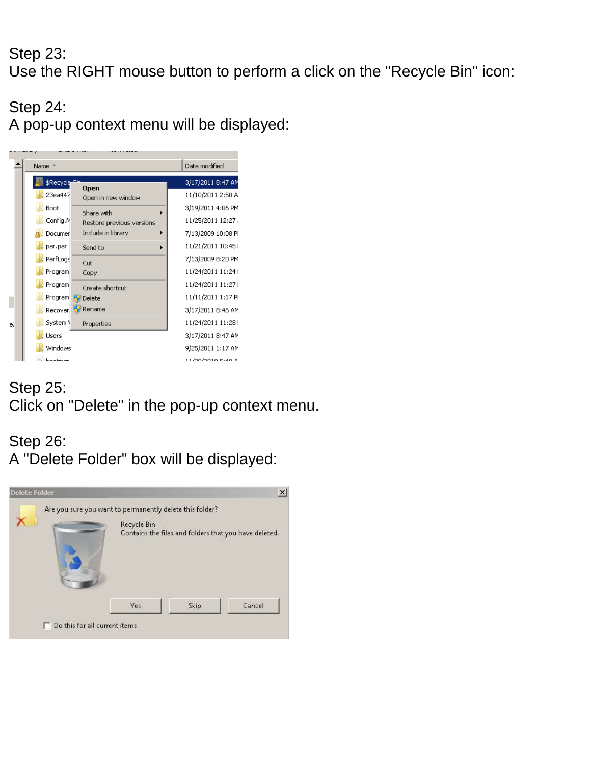Step 23:
Use the RIGHT mouse button to perform a click on the "Recycle Bin" icon:

Step 24:
A pop-up context menu will be displayed:

Step 25:
Click on "Delete" in the pop-up context menu.

Step 26:
A "Delete Folder" box will be displayed: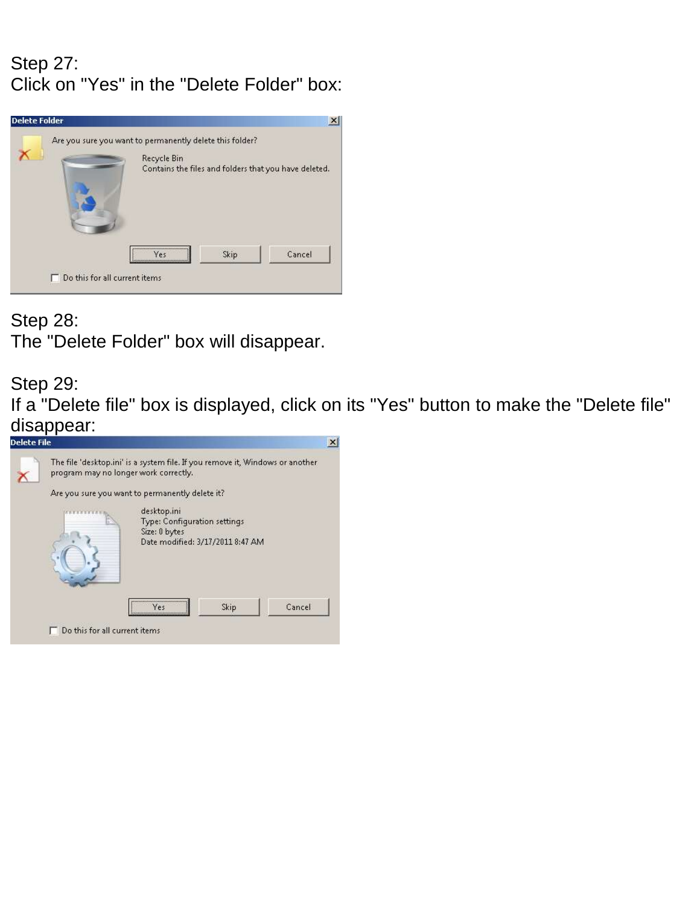Step 27:
Click on "Yes" in the "Delete Folder" box:

Step 28:
The "Delete Folder" box will disappear.

Step 29:
If a "Delete file" box is displayed, click on its "Yes" button to make the "Delete file" disappear: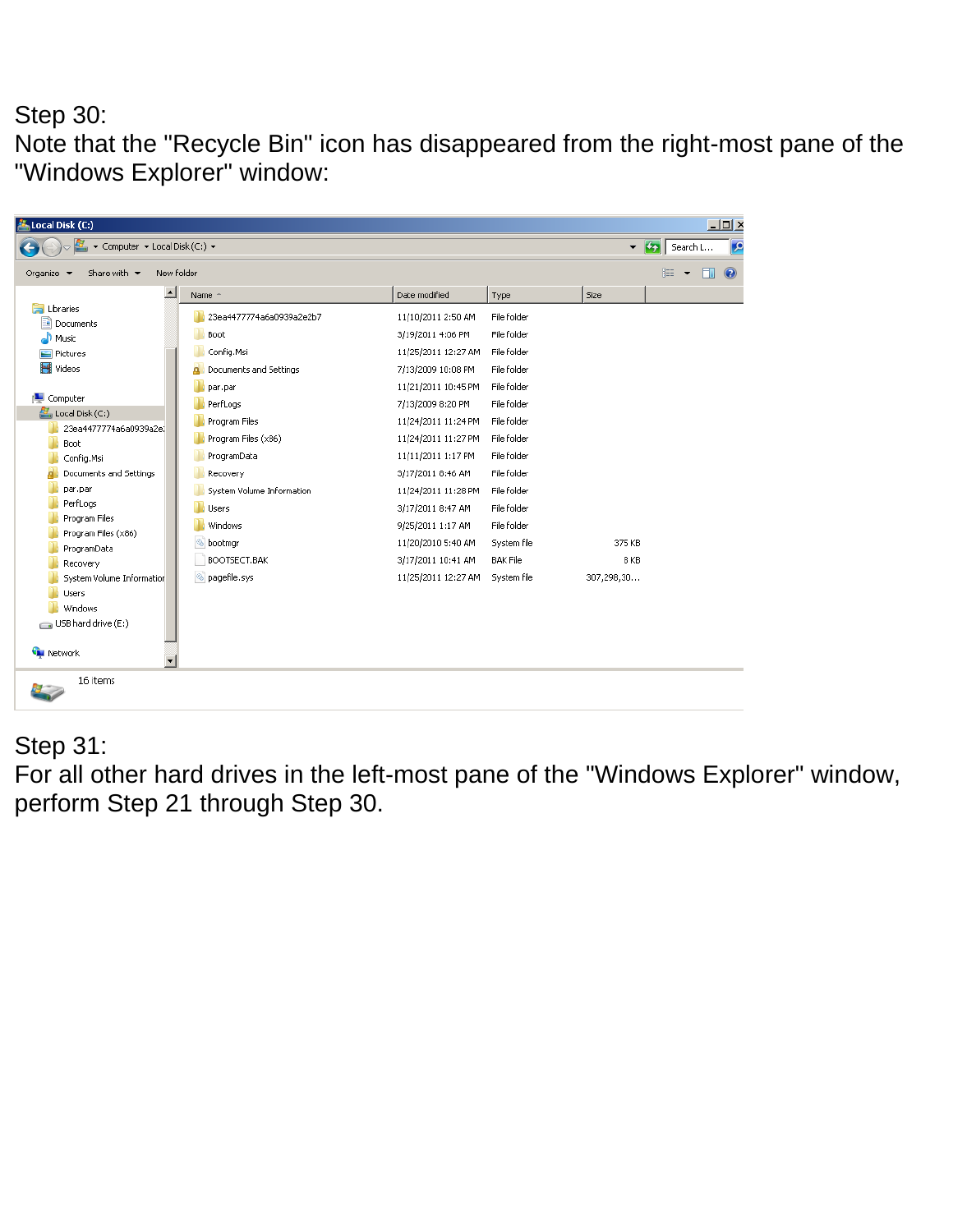Step 30:
Note that the "Recycle Bin" icon has disappeared from the right-most pane of the "Windows Explorer" window:

Step 31:
For all other hard drives in the left-most pane of the "Windows Explorer" window, perform Step 21 through Step 30.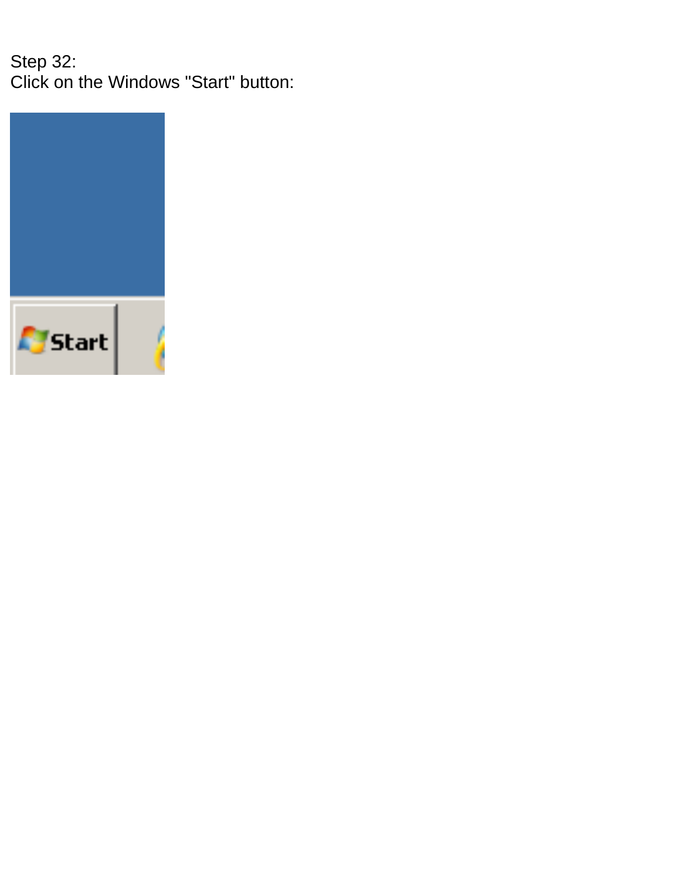Step 32:
Click on the Windows "Start" button: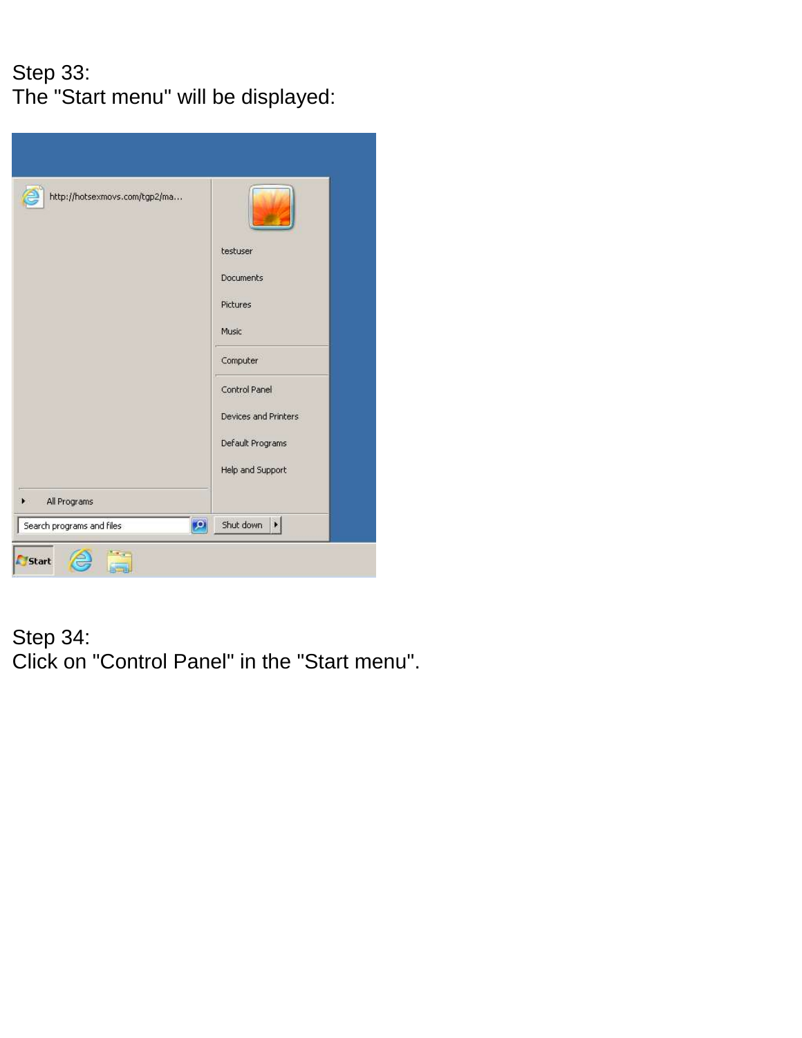Step 33:
The "Start menu" will be displayed:

Step 34:
Click on "Control Panel" in the "Start menu".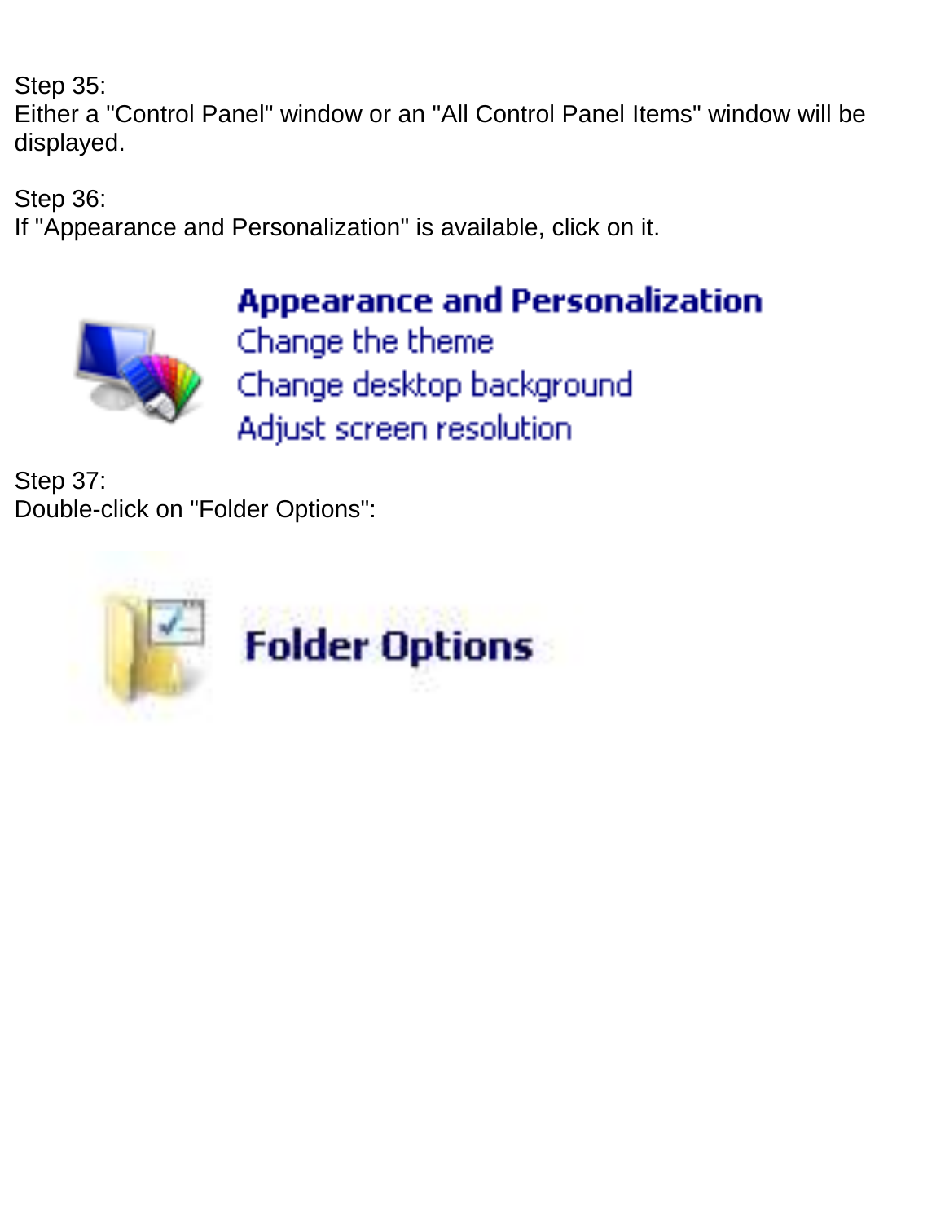Step 35:
Either a "Control Panel" window or an "All Control Panel Items" window will be displayed.

Step 36:
If "Appearance and Personalization" is available, click on it.

Appearance and Personalization
Change the theme
Change desktop background
Adjust screen resolution

Step 37:
Double-click on "Folder Options":

Folder Options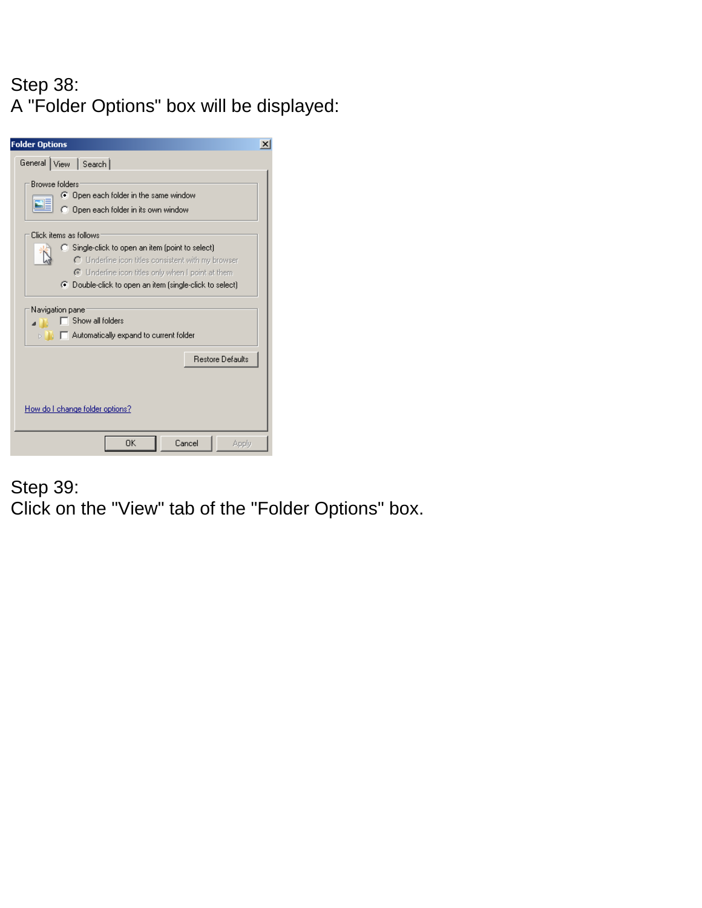Step 38:
A "Folder Options" box will be displayed:

Step 39:
Click on the "View" tab of the "Folder Options" box.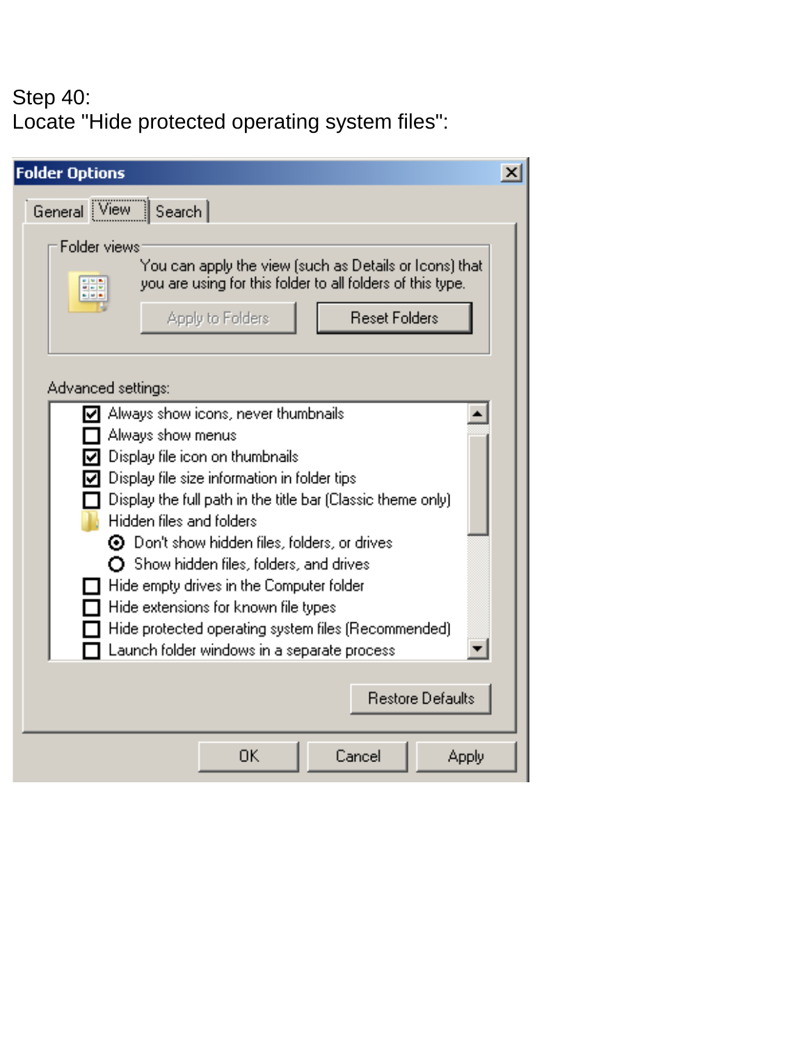Step 40:
Locate "Hide protected operating system files":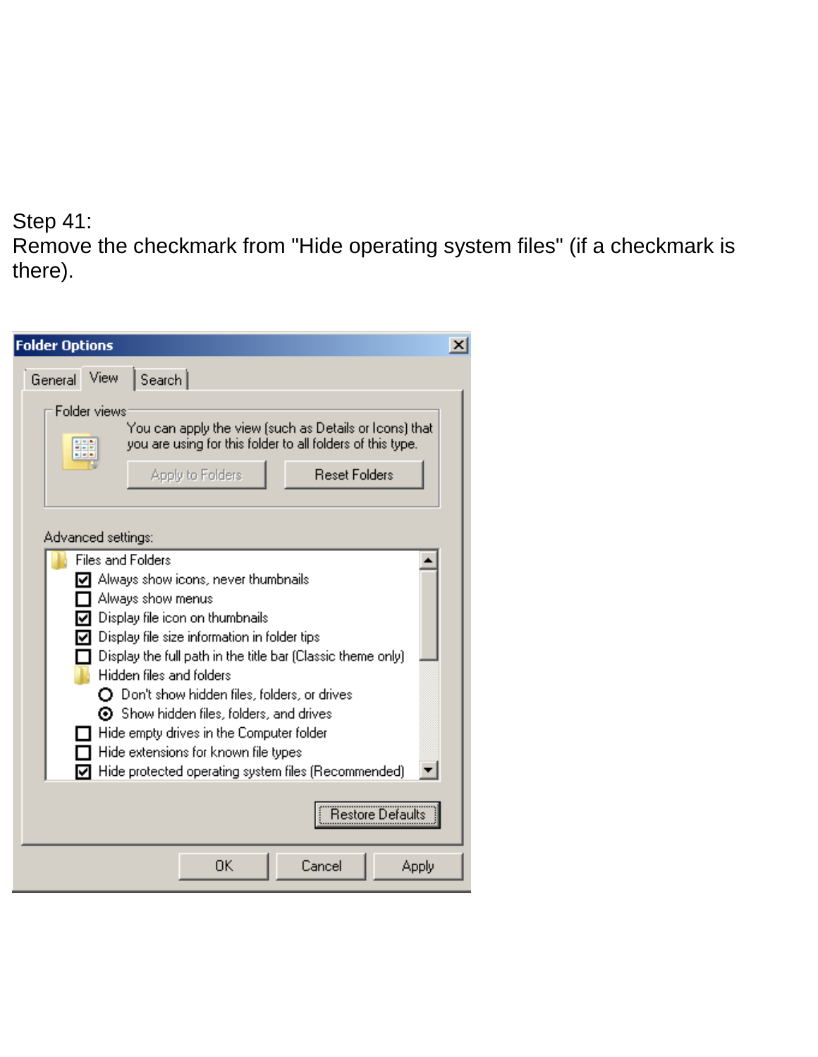Step 41:
Remove the checkmark from "Hide operating system files" (if a checkmark is there).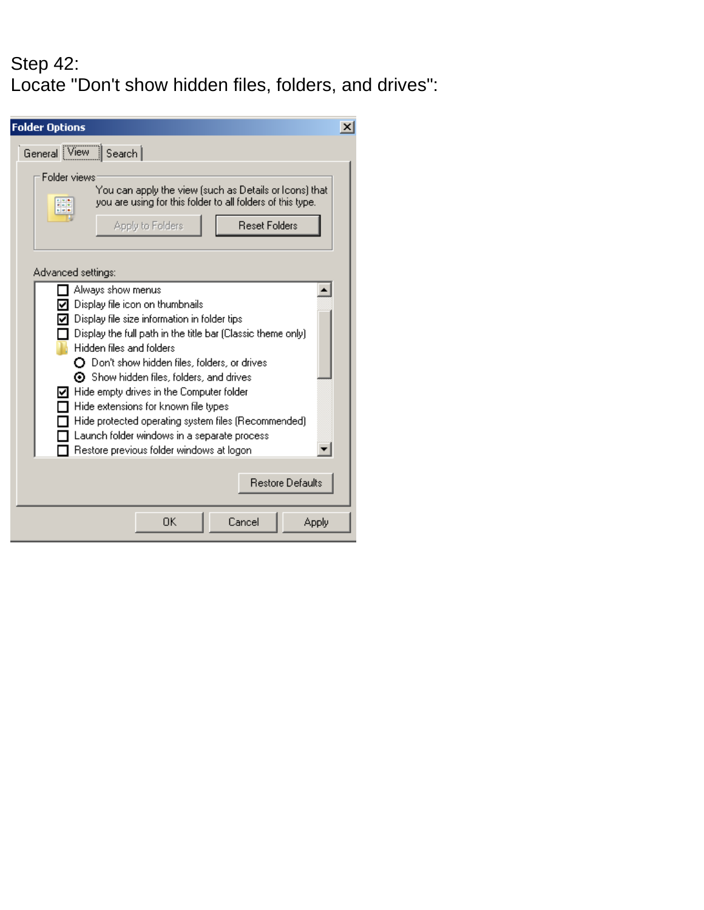Step 42:
Locate "Don't show hidden files, folders, and drives":

**Folder Options**

General | View | Search

Folder views

You can apply the view (such as Details or Icons) that you are using for this folder to all folders of this type.

[Apply to Folders] [Reset Folders]

Advanced settings:

- [ ] Always show menus
- [x] Display file icon on thumbnails
- [x] Display file size information in folder tips
- [ ] Display the full path in the title bar (Classic theme only)
- Hidden files and folders
  - ( ) Don't show hidden files, folders, or drives
  - (•) Show hidden files, folders, and drives
- [x] Hide empty drives in the Computer folder
- [ ] Hide extensions for known file types
- [ ] Hide protected operating system files (Recommended)
- [ ] Launch folder windows in a separate process
- [ ] Restore previous folder windows at logon

[Restore Defaults]

[OK] [Cancel] [Apply]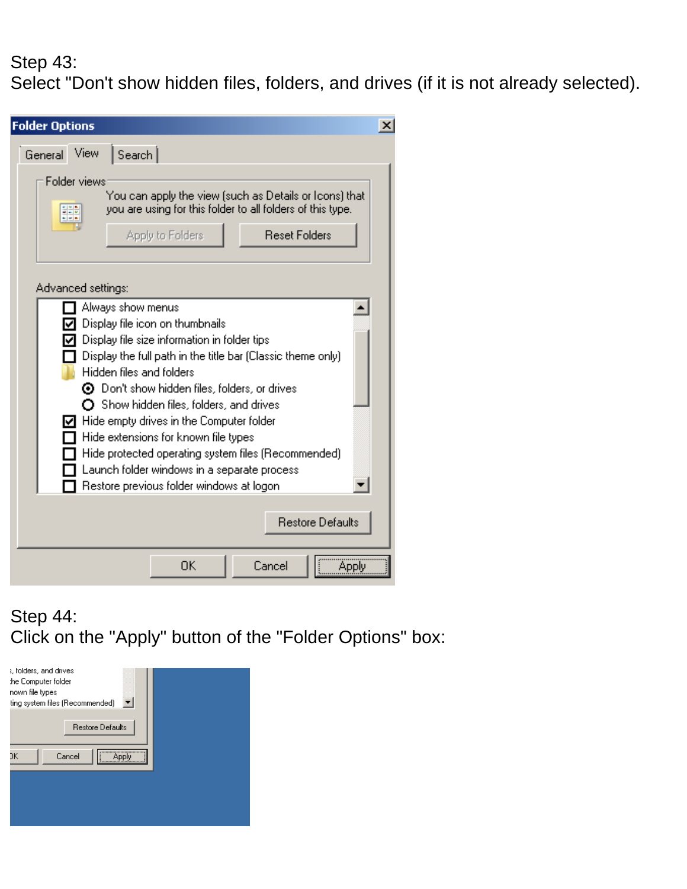Step 43:
Select "Don't show hidden files, folders, and drives (if it is not already selected).

Step 44:
Click on the "Apply" button of the "Folder Options" box: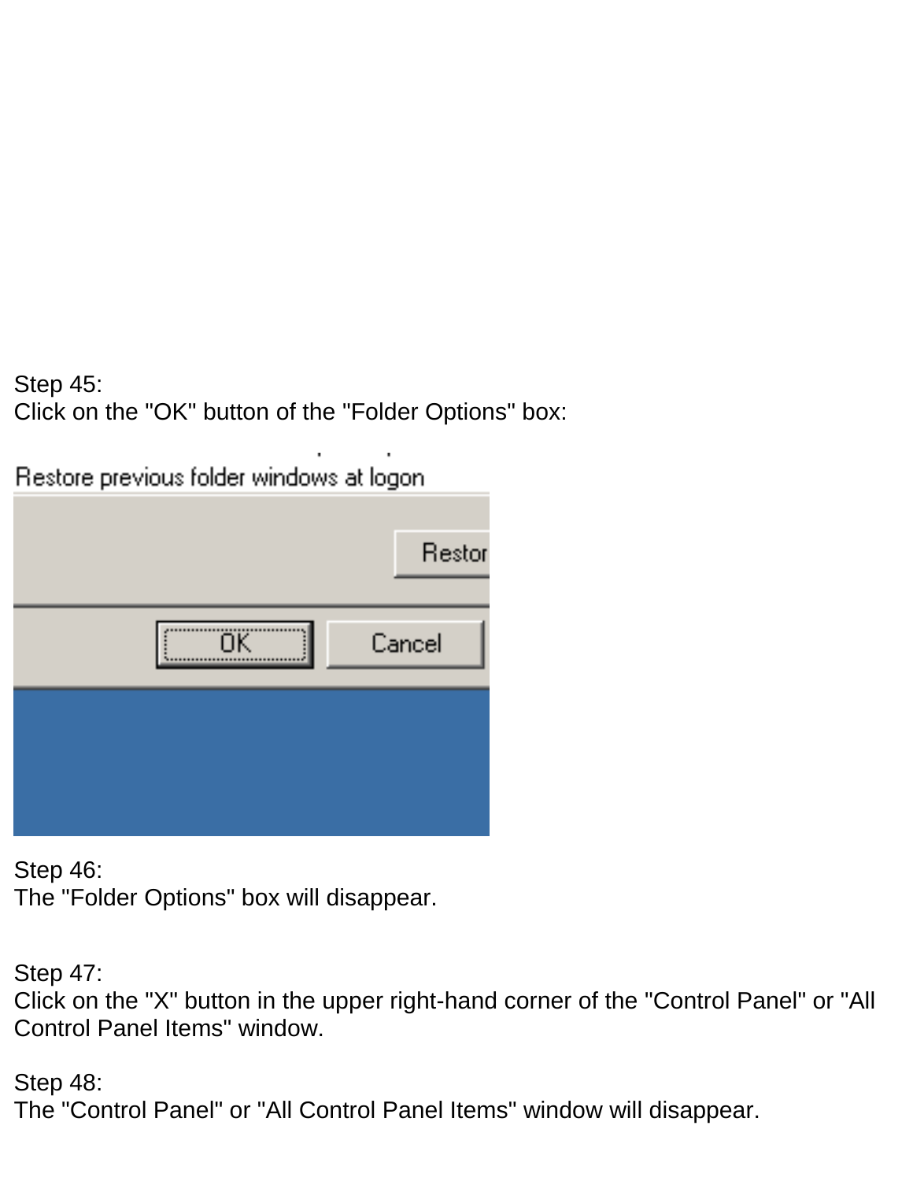Step 45:
Click on the "OK" button of the "Folder Options" box:

Step 46:
The "Folder Options" box will disappear.

Step 47:
Click on the "X" button in the upper right-hand corner of the "Control Panel" or "All Control Panel Items" window.

Step 48:
The "Control Panel" or "All Control Panel Items" window will disappear.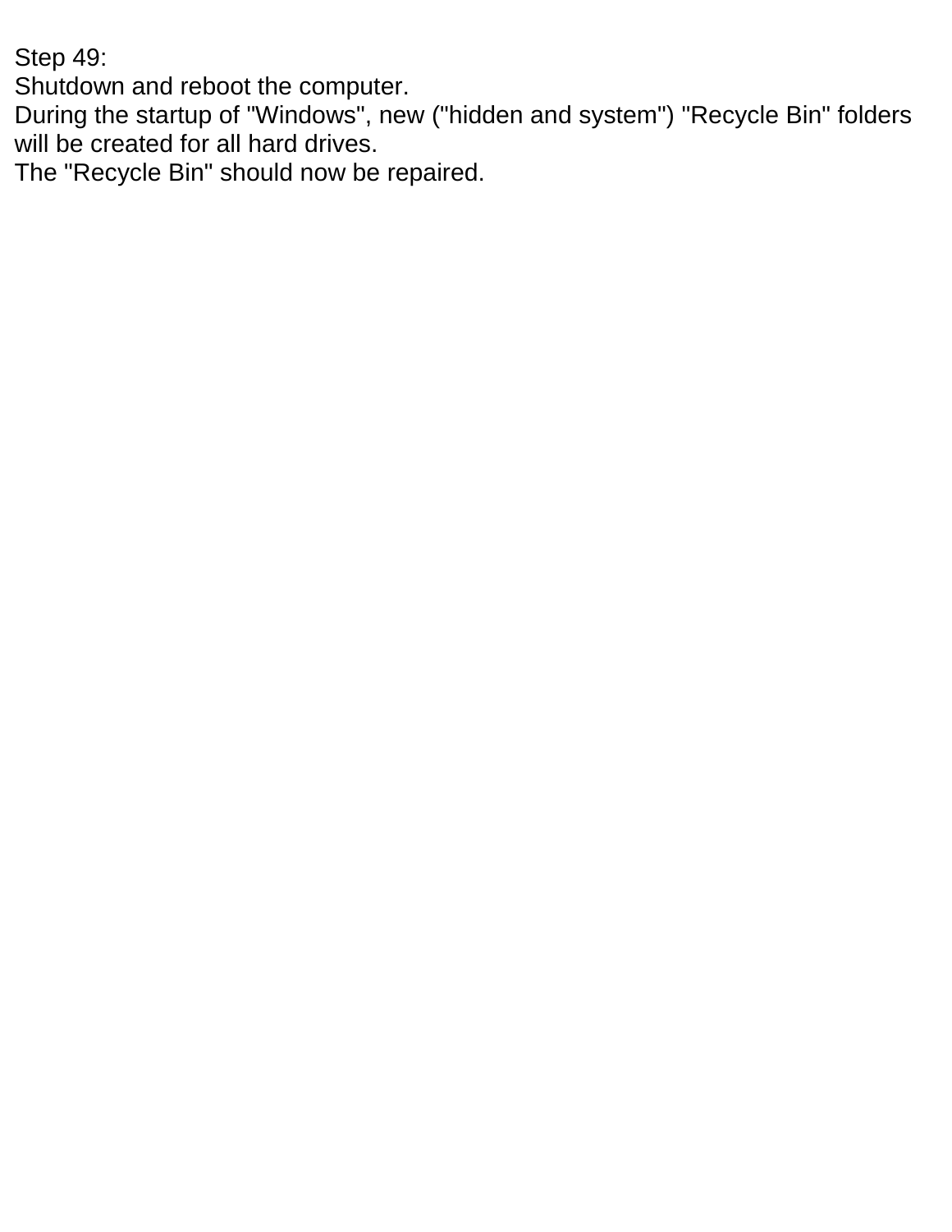Step 49:
Shutdown and reboot the computer.
During the startup of "Windows", new ("hidden and system") "Recycle Bin" folders will be created for all hard drives.
The "Recycle Bin" should now be repaired.